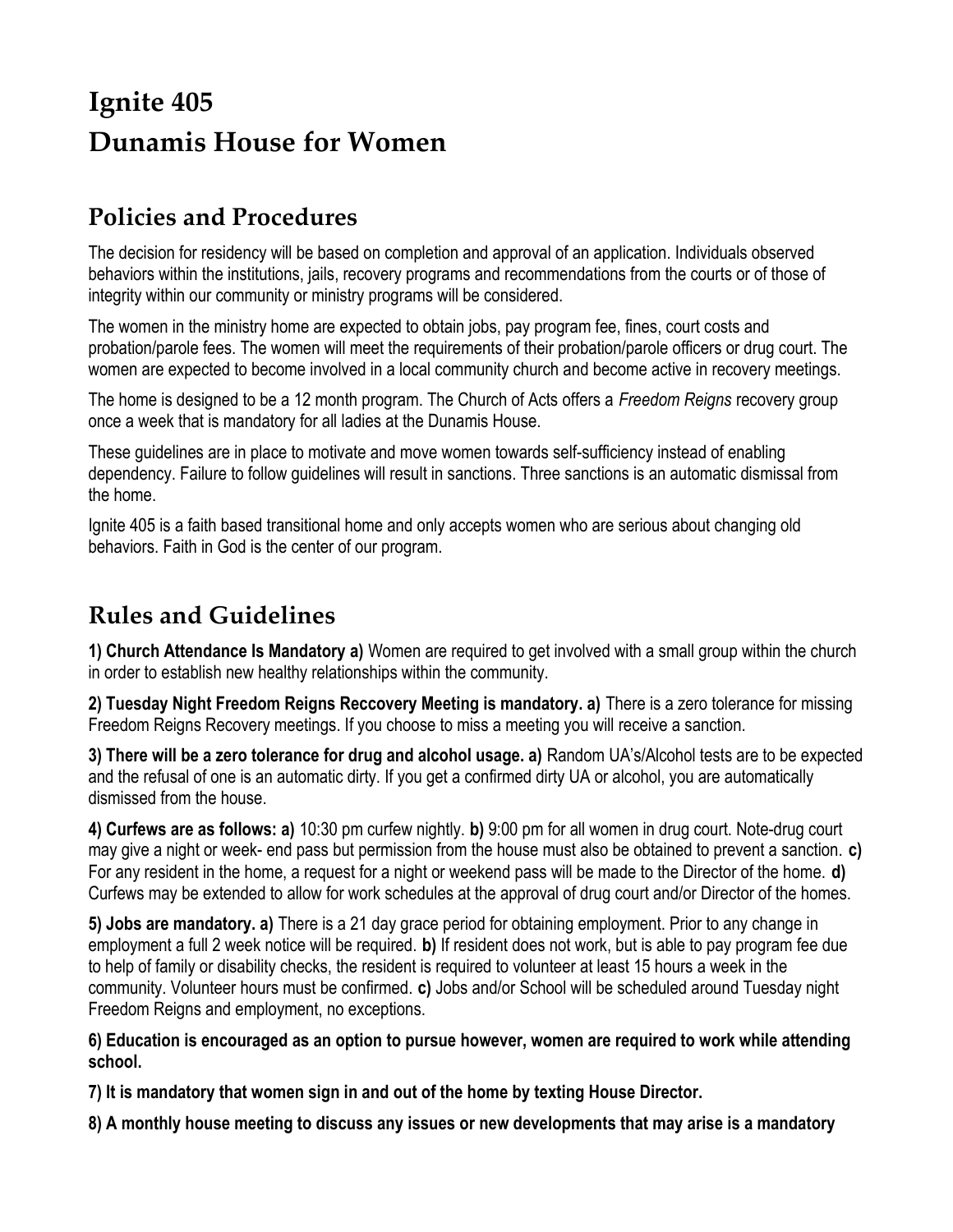# Ignite 405
# Dunamis House for Women

## Policies and Procedures

The decision for residency will be based on completion and approval of an application. Individuals observed behaviors within the institutions, jails, recovery programs and recommendations from the courts or of those of integrity within our community or ministry programs will be considered.

The women in the ministry home are expected to obtain jobs, pay program fee, fines, court costs and probation/parole fees. The women will meet the requirements of their probation/parole officers or drug court. The women are expected to become involved in a local community church and become active in recovery meetings.

The home is designed to be a 12 month program. The Church of Acts offers a *Freedom Reigns* recovery group once a week that is mandatory for all ladies at the Dunamis House.

These guidelines are in place to motivate and move women towards self-sufficiency instead of enabling dependency. Failure to follow guidelines will result in sanctions. Three sanctions is an automatic dismissal from the home.

Ignite 405 is a faith based transitional home and only accepts women who are serious about changing old behaviors. Faith in God is the center of our program.

## Rules and Guidelines

**1) Church Attendance Is Mandatory a)** Women are required to get involved with a small group within the church in order to establish new healthy relationships within the community.

**2) Tuesday Night Freedom Reigns Reccovery Meeting is mandatory. a)** There is a zero tolerance for missing Freedom Reigns Recovery meetings. If you choose to miss a meeting you will receive a sanction.

**3) There will be a zero tolerance for drug and alcohol usage. a)** Random UA's/Alcohol tests are to be expected and the refusal of one is an automatic dirty. If you get a confirmed dirty UA or alcohol, you are automatically dismissed from the house.

**4) Curfews are as follows: a)** 10:30 pm curfew nightly. **b)** 9:00 pm for all women in drug court. Note-drug court may give a night or week- end pass but permission from the house must also be obtained to prevent a sanction. **c)** For any resident in the home, a request for a night or weekend pass will be made to the Director of the home. **d)** Curfews may be extended to allow for work schedules at the approval of drug court and/or Director of the homes.

**5) Jobs are mandatory. a)** There is a 21 day grace period for obtaining employment. Prior to any change in employment a full 2 week notice will be required. **b)** If resident does not work, but is able to pay program fee due to help of family or disability checks, the resident is required to volunteer at least 15 hours a week in the community. Volunteer hours must be confirmed. **c)** Jobs and/or School will be scheduled around Tuesday night Freedom Reigns and employment, no exceptions.

**6) Education is encouraged as an option to pursue however, women are required to work while attending school.**

**7) It is mandatory that women sign in and out of the home by texting House Director.**

**8) A monthly house meeting to discuss any issues or new developments that may arise is a mandatory**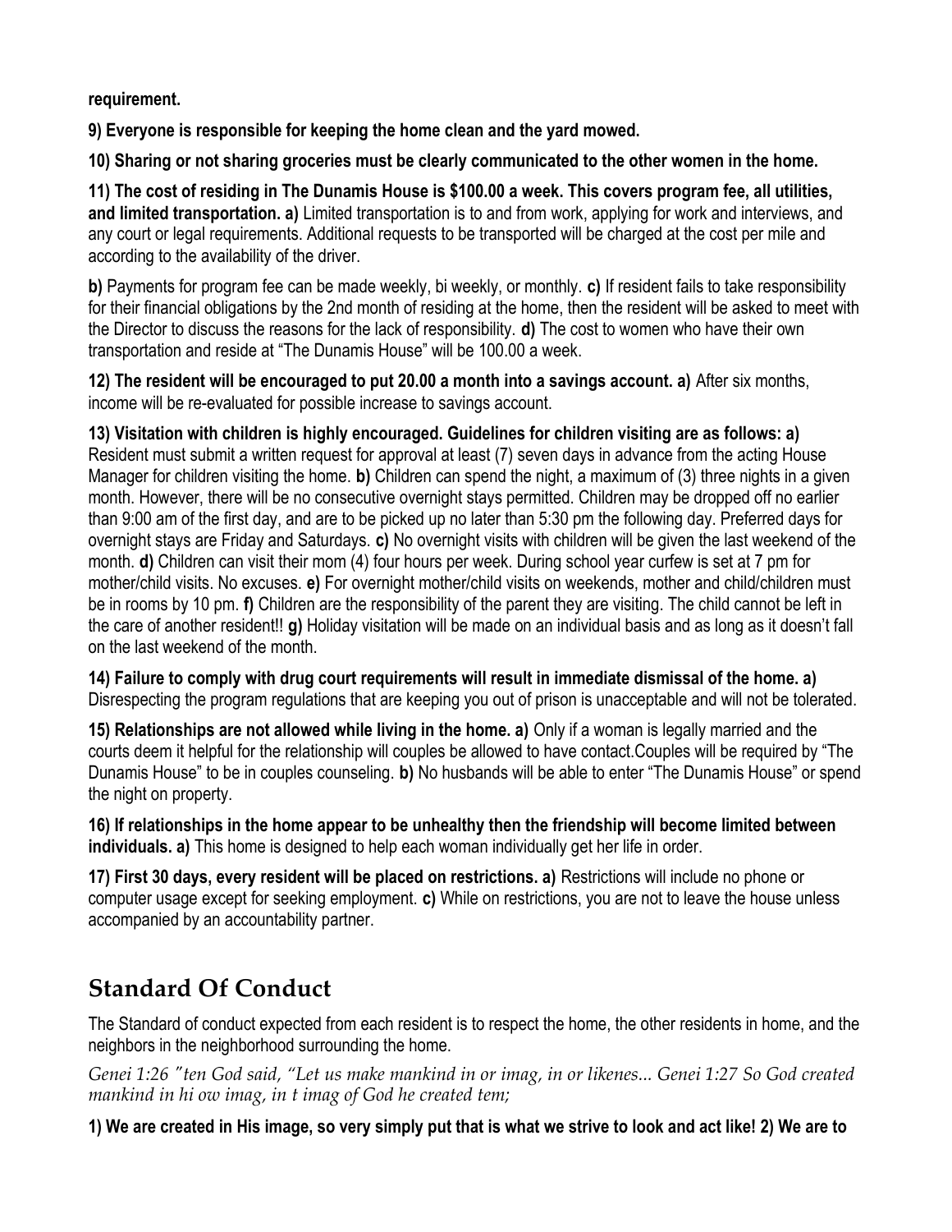**requirement.**

**9) Everyone is responsible for keeping the home clean and the yard mowed.**

**10) Sharing or not sharing groceries must be clearly communicated to the other women in the home.**

**11) The cost of residing in The Dunamis House is $100.00 a week. This covers program fee, all utilities, and limited transportation. a)** Limited transportation is to and from work, applying for work and interviews, and any court or legal requirements. Additional requests to be transported will be charged at the cost per mile and according to the availability of the driver.

**b)** Payments for program fee can be made weekly, bi weekly, or monthly. **c)** If resident fails to take responsibility for their financial obligations by the 2nd month of residing at the home, then the resident will be asked to meet with the Director to discuss the reasons for the lack of responsibility. **d)** The cost to women who have their own transportation and reside at "The Dunamis House" will be 100.00 a week.

**12) The resident will be encouraged to put 20.00 a month into a savings account. a)** After six months, income will be re-evaluated for possible increase to savings account.

**13) Visitation with children is highly encouraged. Guidelines for children visiting are as follows: a)** Resident must submit a written request for approval at least (7) seven days in advance from the acting House Manager for children visiting the home. **b)** Children can spend the night, a maximum of (3) three nights in a given month. However, there will be no consecutive overnight stays permitted. Children may be dropped off no earlier than 9:00 am of the first day, and are to be picked up no later than 5:30 pm the following day. Preferred days for overnight stays are Friday and Saturdays. **c)** No overnight visits with children will be given the last weekend of the month. **d)** Children can visit their mom (4) four hours per week. During school year curfew is set at 7 pm for mother/child visits. No excuses. **e)** For overnight mother/child visits on weekends, mother and child/children must be in rooms by 10 pm. **f)** Children are the responsibility of the parent they are visiting. The child cannot be left in the care of another resident!! **g)** Holiday visitation will be made on an individual basis and as long as it doesn't fall on the last weekend of the month.

**14) Failure to comply with drug court requirements will result in immediate dismissal of the home. a)** Disrespecting the program regulations that are keeping you out of prison is unacceptable and will not be tolerated.

**15) Relationships are not allowed while living in the home. a)** Only if a woman is legally married and the courts deem it helpful for the relationship will couples be allowed to have contact.Couples will be required by "The Dunamis House" to be in couples counseling. **b)** No husbands will be able to enter "The Dunamis House" or spend the night on property.

**16) If relationships in the home appear to be unhealthy then the friendship will become limited between individuals. a)** This home is designed to help each woman individually get her life in order.

**17) First 30 days, every resident will be placed on restrictions. a)** Restrictions will include no phone or computer usage except for seeking employment. **c)** While on restrictions, you are not to leave the house unless accompanied by an accountability partner.

## Standard Of Conduct

The Standard of conduct expected from each resident is to respect the home, the other residents in home, and the neighbors in the neighborhood surrounding the home.

*Genei 1:26 "ten God said, "Let us make mankind in or imag, in or likenes... Genei 1:27 So God created mankind in hi ow imag, in t imag of God he created tem;*

**1) We are created in His image, so very simply put that is what we strive to look and act like! 2) We are to**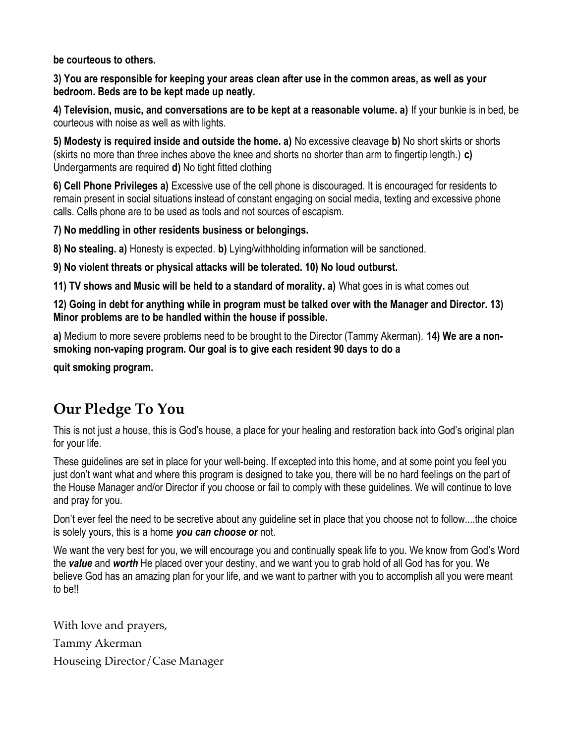**be courteous to others.**

**3) You are responsible for keeping your areas clean after use in the common areas, as well as your bedroom. Beds are to be kept made up neatly.**

**4) Television, music, and conversations are to be kept at a reasonable volume. a)** If your bunkie is in bed, be courteous with noise as well as with lights.

**5) Modesty is required inside and outside the home. a)** No excessive cleavage **b)** No short skirts or shorts (skirts no more than three inches above the knee and shorts no shorter than arm to fingertip length.) **c)** Undergarments are required **d)** No tight fitted clothing

**6) Cell Phone Privileges a)** Excessive use of the cell phone is discouraged. It is encouraged for residents to remain present in social situations instead of constant engaging on social media, texting and excessive phone calls. Cells phone are to be used as tools and not sources of escapism.

**7) No meddling in other residents business or belongings.**

**8) No stealing. a)** Honesty is expected. **b)** Lying/withholding information will be sanctioned.

**9) No violent threats or physical attacks will be tolerated. 10) No loud outburst.**

**11) TV shows and Music will be held to a standard of morality. a)** What goes in is what comes out

**12) Going in debt for anything while in program must be talked over with the Manager and Director. 13) Minor problems are to be handled within the house if possible.**

**a)** Medium to more severe problems need to be brought to the Director (Tammy Akerman). **14) We are a non-smoking non-vaping program. Our goal is to give each resident 90 days to do a**

**quit smoking program.**

## Our Pledge To You

This is not just *a* house, this is God's house, a place for your healing and restoration back into God's original plan for your life.

These guidelines are set in place for your well-being. If excepted into this home, and at some point you feel you just don't want what and where this program is designed to take you, there will be no hard feelings on the part of the House Manager and/or Director if you choose or fail to comply with these guidelines. We will continue to love and pray for you.

Don't ever feel the need to be secretive about any guideline set in place that you choose not to follow....the choice is solely yours, this is a home ***you can choose or*** not.

We want the very best for you, we will encourage you and continually speak life to you. We know from God's Word the ***value*** and ***worth*** He placed over your destiny, and we want you to grab hold of all God has for you. We believe God has an amazing plan for your life, and we want to partner with you to accomplish all you were meant to be!!

With love and prayers,

Tammy Akerman

Houseing Director/Case Manager